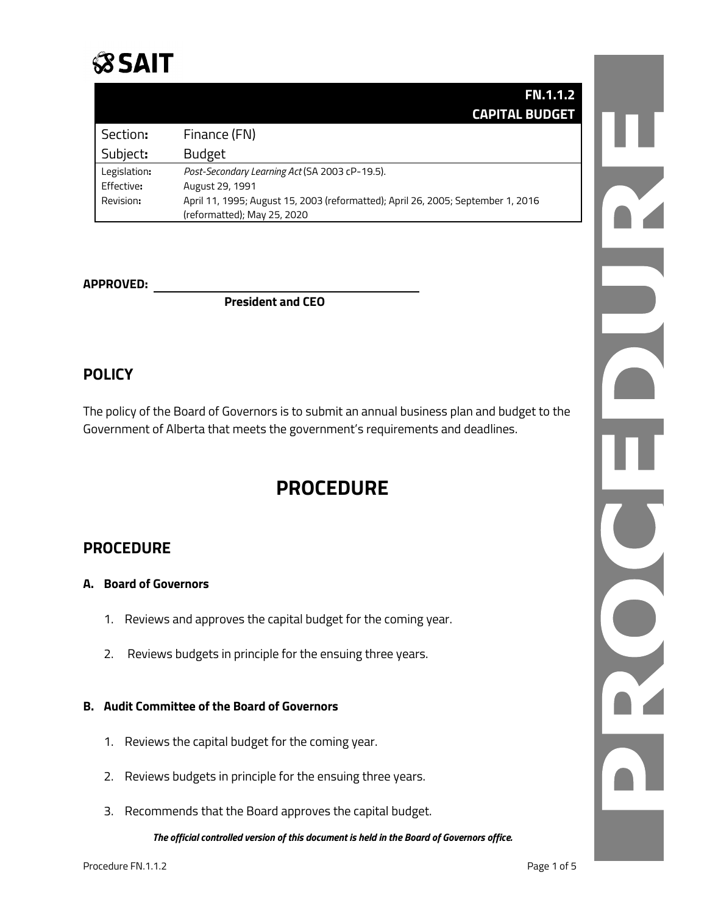# SAIT

| | **FN.1.1.2 CAPITAL BUDGET** |
|---|---|
| Section**:** | Finance (FN) |
| Subject**:** | Budget |
| Legislation**:** | *Post-Secondary Learning Act* (SA 2003 cP-19.5). |
| Effective**:** | August 29, 1991 |
| Revision**:** | April 11, 1995; August 15, 2003 (reformatted); April 26, 2005; September 1, 2016 (reformatted); May 25, 2020 |

**APPROVED:** \_\_\_\_\_\_\_\_\_\_\_\_\_\_\_\_\_\_\_\_\_\_\_\_\_\_\_\_\_\_\_\_\_\_\_\_\_\_\_\_

**President and CEO**

## POLICY

The policy of the Board of Governors is to submit an annual business plan and budget to the Government of Alberta that meets the government's requirements and deadlines.

# PROCEDURE

## PROCEDURE

### A. Board of Governors

1. Reviews and approves the capital budget for the coming year.
2. Reviews budgets in principle for the ensuing three years.

### B. Audit Committee of the Board of Governors

1. Reviews the capital budget for the coming year.
2. Reviews budgets in principle for the ensuing three years.
3. Recommends that the Board approves the capital budget.

***The official controlled version of this document is held in the Board of Governors office.***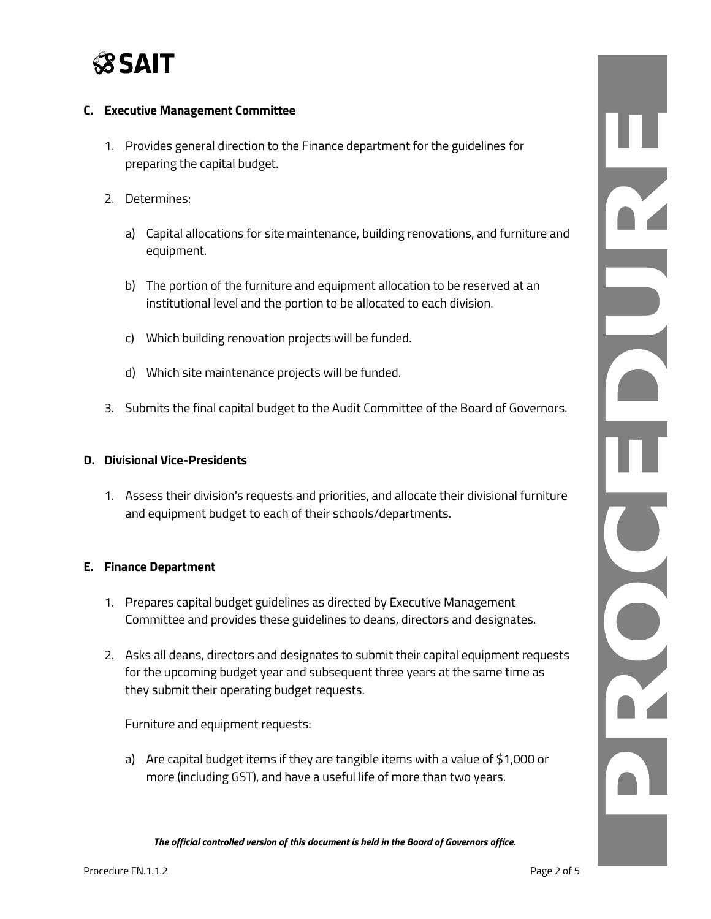## C. Executive Management Committee

1. Provides general direction to the Finance department for the guidelines for preparing the capital budget.

2. Determines:

   a) Capital allocations for site maintenance, building renovations, and furniture and equipment.

   b) The portion of the furniture and equipment allocation to be reserved at an institutional level and the portion to be allocated to each division.

   c) Which building renovation projects will be funded.

   d) Which site maintenance projects will be funded.

3. Submits the final capital budget to the Audit Committee of the Board of Governors.

## D. Divisional Vice-Presidents

1. Assess their division's requests and priorities, and allocate their divisional furniture and equipment budget to each of their schools/departments.

## E. Finance Department

1. Prepares capital budget guidelines as directed by Executive Management Committee and provides these guidelines to deans, directors and designates.

2. Asks all deans, directors and designates to submit their capital equipment requests for the upcoming budget year and subsequent three years at the same time as they submit their operating budget requests.

   Furniture and equipment requests:

   a) Are capital budget items if they are tangible items with a value of $1,000 or more (including GST), and have a useful life of more than two years.

*The official controlled version of this document is held in the Board of Governors office.*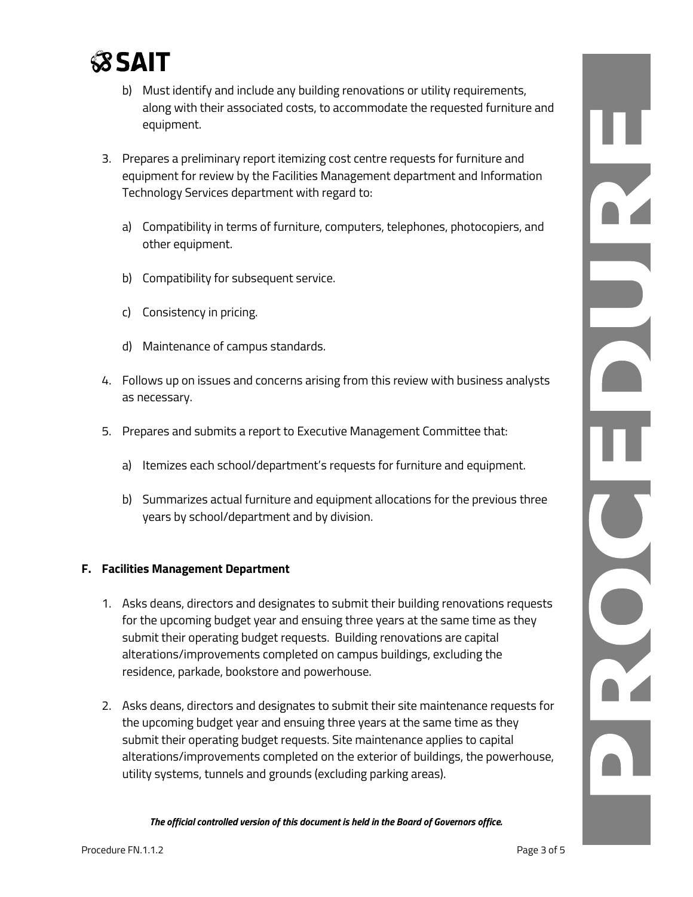b) Must identify and include any building renovations or utility requirements, along with their associated costs, to accommodate the requested furniture and equipment.

3. Prepares a preliminary report itemizing cost centre requests for furniture and equipment for review by the Facilities Management department and Information Technology Services department with regard to:

   a) Compatibility in terms of furniture, computers, telephones, photocopiers, and other equipment.

   b) Compatibility for subsequent service.

   c) Consistency in pricing.

   d) Maintenance of campus standards.

4. Follows up on issues and concerns arising from this review with business analysts as necessary.

5. Prepares and submits a report to Executive Management Committee that:

   a) Itemizes each school/department's requests for furniture and equipment.

   b) Summarizes actual furniture and equipment allocations for the previous three years by school/department and by division.

### F. Facilities Management Department

1. Asks deans, directors and designates to submit their building renovations requests for the upcoming budget year and ensuing three years at the same time as they submit their operating budget requests. Building renovations are capital alterations/improvements completed on campus buildings, excluding the residence, parkade, bookstore and powerhouse.

2. Asks deans, directors and designates to submit their site maintenance requests for the upcoming budget year and ensuing three years at the same time as they submit their operating budget requests. Site maintenance applies to capital alterations/improvements completed on the exterior of buildings, the powerhouse, utility systems, tunnels and grounds (excluding parking areas).

***The official controlled version of this document is held in the Board of Governors office.***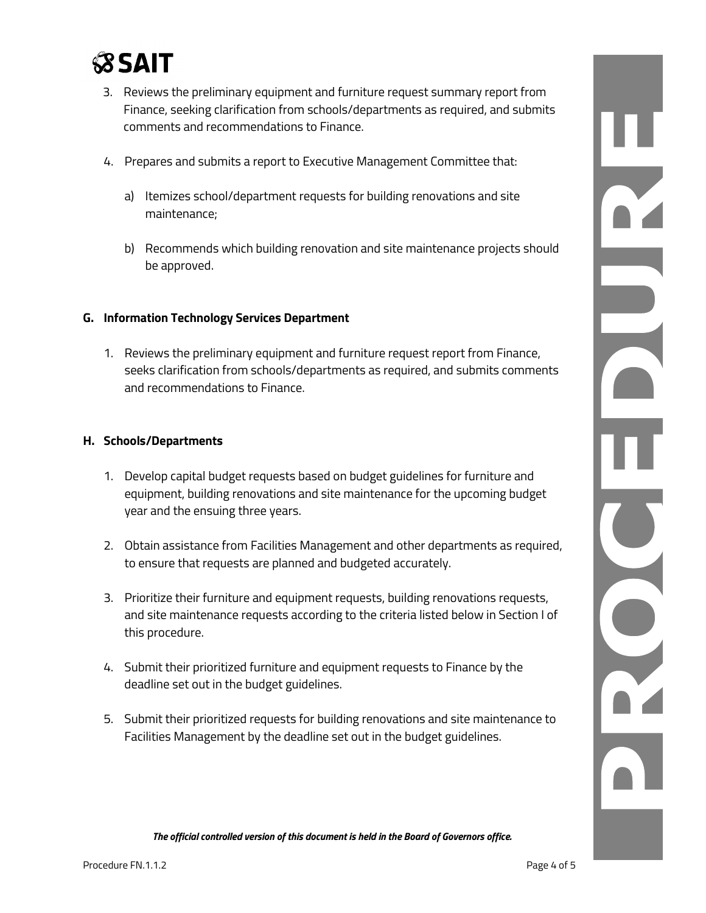3. Reviews the preliminary equipment and furniture request summary report from Finance, seeking clarification from schools/departments as required, and submits comments and recommendations to Finance.

4. Prepares and submits a report to Executive Management Committee that:

   a) Itemizes school/department requests for building renovations and site maintenance;

   b) Recommends which building renovation and site maintenance projects should be approved.

**G. Information Technology Services Department**

1. Reviews the preliminary equipment and furniture request report from Finance, seeks clarification from schools/departments as required, and submits comments and recommendations to Finance.

**H. Schools/Departments**

1. Develop capital budget requests based on budget guidelines for furniture and equipment, building renovations and site maintenance for the upcoming budget year and the ensuing three years.

2. Obtain assistance from Facilities Management and other departments as required, to ensure that requests are planned and budgeted accurately.

3. Prioritize their furniture and equipment requests, building renovations requests, and site maintenance requests according to the criteria listed below in Section I of this procedure.

4. Submit their prioritized furniture and equipment requests to Finance by the deadline set out in the budget guidelines.

5. Submit their prioritized requests for building renovations and site maintenance to Facilities Management by the deadline set out in the budget guidelines.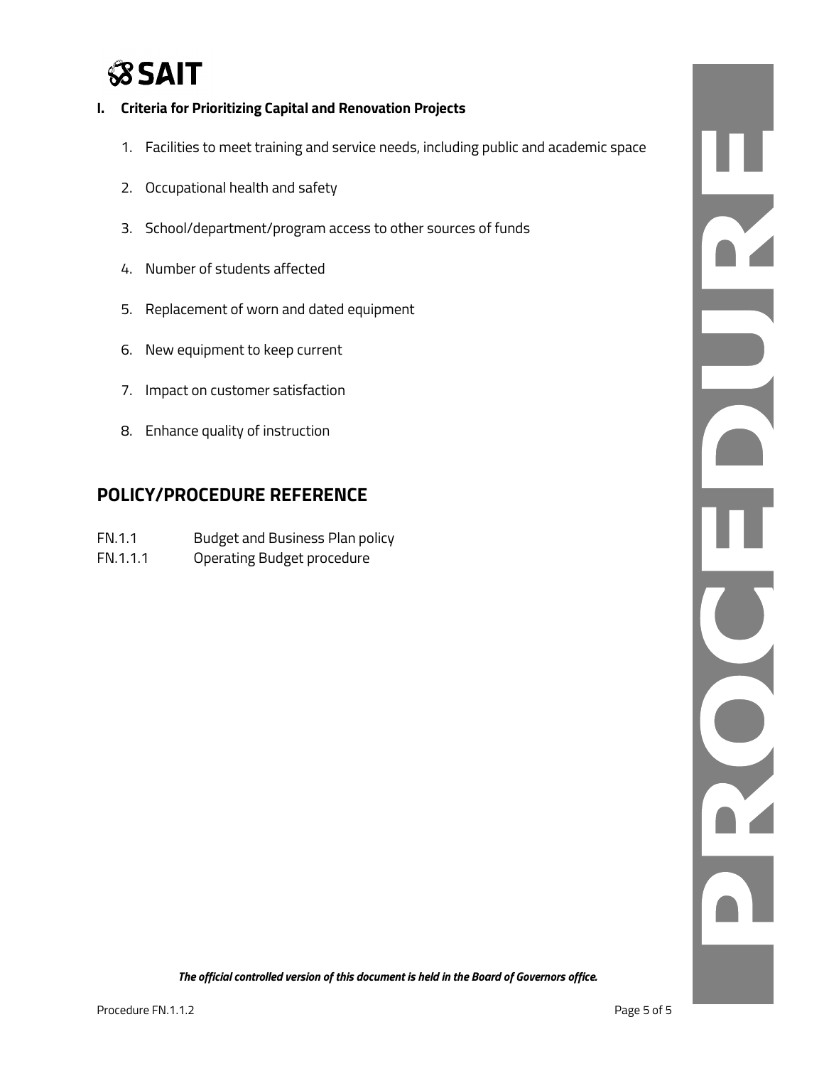**I. Criteria for Prioritizing Capital and Renovation Projects**

1. Facilities to meet training and service needs, including public and academic space
2. Occupational health and safety
3. School/department/program access to other sources of funds
4. Number of students affected
5. Replacement of worn and dated equipment
6. New equipment to keep current
7. Impact on customer satisfaction
8. Enhance quality of instruction

## POLICY/PROCEDURE REFERENCE

| | |
|---|---|
| FN.1.1 | Budget and Business Plan policy |
| FN.1.1.1 | Operating Budget procedure |

***The official controlled version of this document is held in the Board of Governors office.***